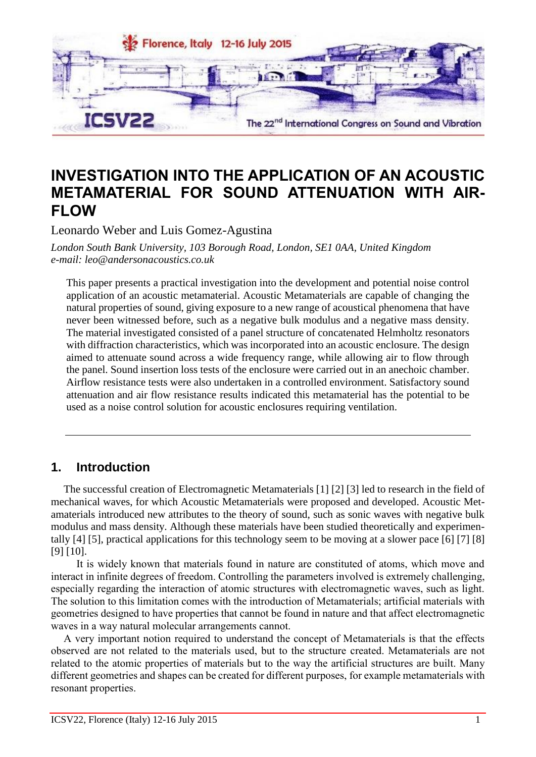# INVESTIGATION INTO THE APPLICATION OF AN ACOUSTIC METAMATERIAL FOR SOUND ATTENUATION WITH AIR-FLOW

Leonardo Weber and Luis Gomez-Agustina

*London South Bank University, 103 Borough Road, London, SE1 0AA, United Kingdom*
*e-mail: leo@andersonacoustics.co.uk*

This paper presents a practical investigation into the development and potential noise control application of an acoustic metamaterial. Acoustic Metamaterials are capable of changing the natural properties of sound, giving exposure to a new range of acoustical phenomena that have never been witnessed before, such as a negative bulk modulus and a negative mass density. The material investigated consisted of a panel structure of concatenated Helmholtz resonators with diffraction characteristics, which was incorporated into an acoustic enclosure. The design aimed to attenuate sound across a wide frequency range, while allowing air to flow through the panel. Sound insertion loss tests of the enclosure were carried out in an anechoic chamber. Airflow resistance tests were also undertaken in a controlled environment. Satisfactory sound attenuation and air flow resistance results indicated this metamaterial has the potential to be used as a noise control solution for acoustic enclosures requiring ventilation.

## 1. Introduction

The successful creation of Electromagnetic Metamaterials [1] [2] [3] led to research in the field of mechanical waves, for which Acoustic Metamaterials were proposed and developed. Acoustic Metamaterials introduced new attributes to the theory of sound, such as sonic waves with negative bulk modulus and mass density. Although these materials have been studied theoretically and experimentally [4] [5], practical applications for this technology seem to be moving at a slower pace [6] [7] [8] [9] [10].

It is widely known that materials found in nature are constituted of atoms, which move and interact in infinite degrees of freedom. Controlling the parameters involved is extremely challenging, especially regarding the interaction of atomic structures with electromagnetic waves, such as light. The solution to this limitation comes with the introduction of Metamaterials; artificial materials with geometries designed to have properties that cannot be found in nature and that affect electromagnetic waves in a way natural molecular arrangements cannot.

A very important notion required to understand the concept of Metamaterials is that the effects observed are not related to the materials used, but to the structure created. Metamaterials are not related to the atomic properties of materials but to the way the artificial structures are built. Many different geometries and shapes can be created for different purposes, for example metamaterials with resonant properties.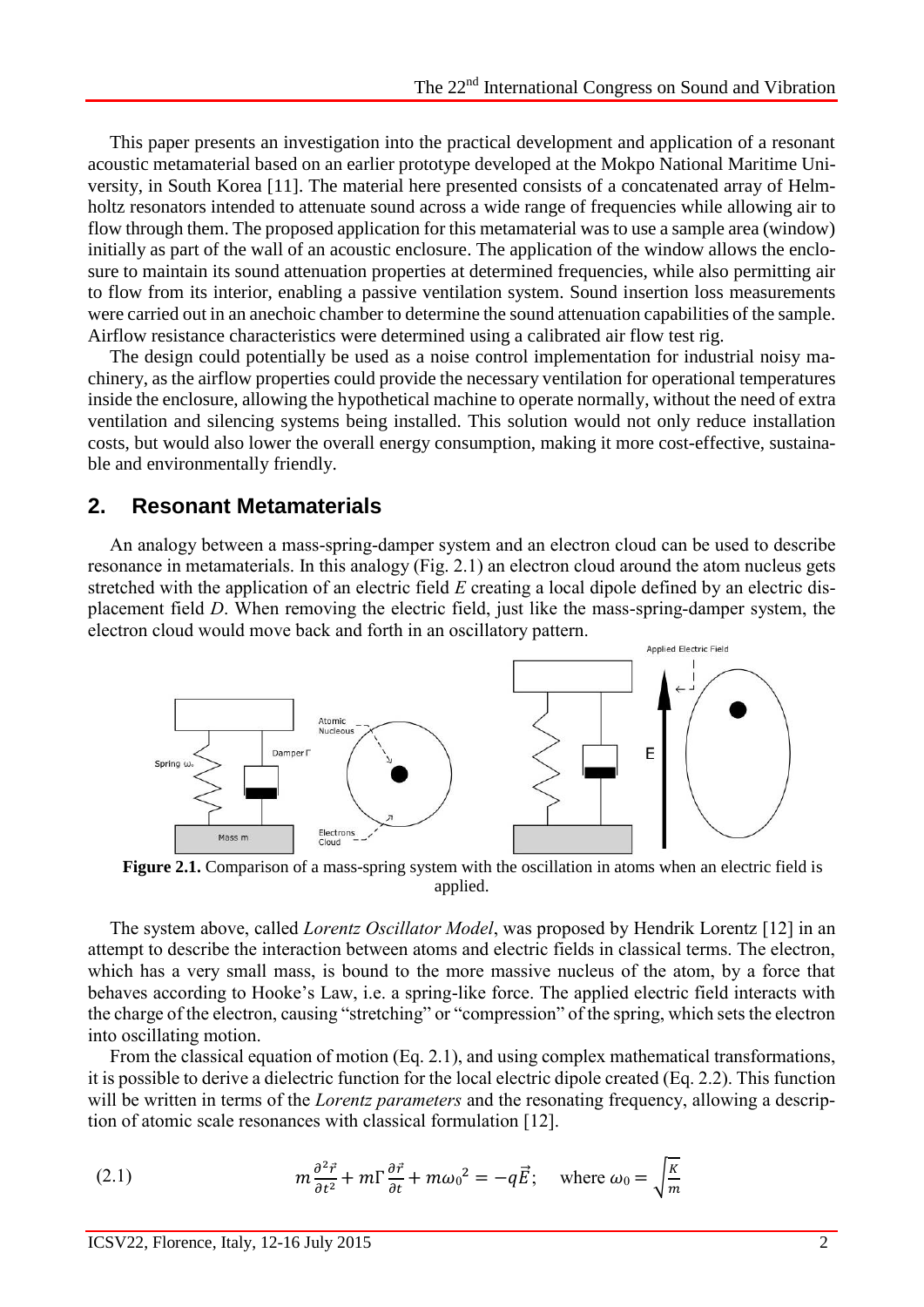This paper presents an investigation into the practical development and application of a resonant acoustic metamaterial based on an earlier prototype developed at the Mokpo National Maritime University, in South Korea [11]. The material here presented consists of a concatenated array of Helmholtz resonators intended to attenuate sound across a wide range of frequencies while allowing air to flow through them. The proposed application for this metamaterial was to use a sample area (window) initially as part of the wall of an acoustic enclosure. The application of the window allows the enclosure to maintain its sound attenuation properties at determined frequencies, while also permitting air to flow from its interior, enabling a passive ventilation system. Sound insertion loss measurements were carried out in an anechoic chamber to determine the sound attenuation capabilities of the sample. Airflow resistance characteristics were determined using a calibrated air flow test rig.

The design could potentially be used as a noise control implementation for industrial noisy machinery, as the airflow properties could provide the necessary ventilation for operational temperatures inside the enclosure, allowing the hypothetical machine to operate normally, without the need of extra ventilation and silencing systems being installed. This solution would not only reduce installation costs, but would also lower the overall energy consumption, making it more cost-effective, sustainable and environmentally friendly.

## 2. Resonant Metamaterials

An analogy between a mass-spring-damper system and an electron cloud can be used to describe resonance in metamaterials. In this analogy (Fig. 2.1) an electron cloud around the atom nucleus gets stretched with the application of an electric field *E* creating a local dipole defined by an electric displacement field *D*. When removing the electric field, just like the mass-spring-damper system, the electron cloud would move back and forth in an oscillatory pattern.

**Figure 2.1.** Comparison of a mass-spring system with the oscillation in atoms when an electric field is applied.

The system above, called *Lorentz Oscillator Model*, was proposed by Hendrik Lorentz [12] in an attempt to describe the interaction between atoms and electric fields in classical terms. The electron, which has a very small mass, is bound to the more massive nucleus of the atom, by a force that behaves according to Hooke's Law, i.e. a spring-like force. The applied electric field interacts with the charge of the electron, causing "stretching" or "compression" of the spring, which sets the electron into oscillating motion.

From the classical equation of motion (Eq. 2.1), and using complex mathematical transformations, it is possible to derive a dielectric function for the local electric dipole created (Eq. 2.2). This function will be written in terms of the *Lorentz parameters* and the resonating frequency, allowing a description of atomic scale resonances with classical formulation [12].

$$m\frac{\partial^2 \vec{r}}{\partial t^2} + m\Gamma\frac{\partial \vec{r}}{\partial t} + m{\omega_0}^2 = -q\vec{E}; \quad \text{where } \omega_0 = \sqrt{\frac{K}{m}} \tag{2.1}$$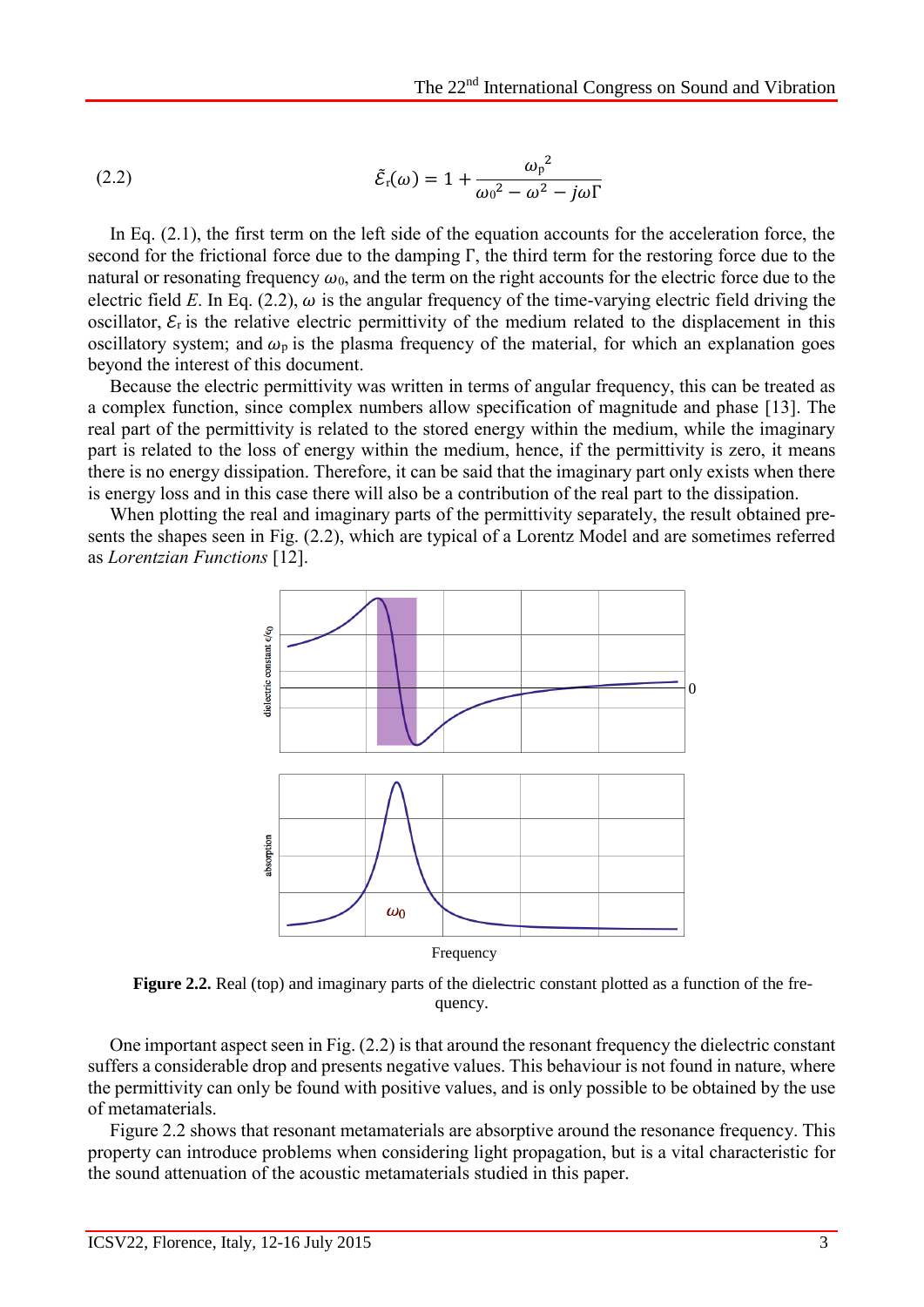$$\tilde{\mathcal{E}}_{\mathrm{r}}(\omega) = 1 + \frac{{\omega_{\mathrm{p}}}^2}{{\omega_0}^2 - \omega^2 - j\omega\Gamma} \tag{2.2}$$

In Eq. (2.1), the first term on the left side of the equation accounts for the acceleration force, the second for the frictional force due to the damping Γ, the third term for the restoring force due to the natural or resonating frequency $\omega_0$, and the term on the right accounts for the electric force due to the electric field *E*. In Eq. (2.2), $\omega$ is the angular frequency of the time-varying electric field driving the oscillator, $\mathcal{E}_{\mathrm{r}}$ is the relative electric permittivity of the medium related to the displacement in this oscillatory system; and $\omega_{\mathrm{p}}$ is the plasma frequency of the material, for which an explanation goes beyond the interest of this document.

Because the electric permittivity was written in terms of angular frequency, this can be treated as a complex function, since complex numbers allow specification of magnitude and phase [13]. The real part of the permittivity is related to the stored energy within the medium, while the imaginary part is related to the loss of energy within the medium, hence, if the permittivity is zero, it means there is no energy dissipation. Therefore, it can be said that the imaginary part only exists when there is energy loss and in this case there will also be a contribution of the real part to the dissipation.

When plotting the real and imaginary parts of the permittivity separately, the result obtained presents the shapes seen in Fig. (2.2), which are typical of a Lorentz Model and are sometimes referred as *Lorentzian Functions* [12].

**Figure 2.2.** Real (top) and imaginary parts of the dielectric constant plotted as a function of the frequency.

One important aspect seen in Fig. (2.2) is that around the resonant frequency the dielectric constant suffers a considerable drop and presents negative values. This behaviour is not found in nature, where the permittivity can only be found with positive values, and is only possible to be obtained by the use of metamaterials.

Figure 2.2 shows that resonant metamaterials are absorptive around the resonance frequency. This property can introduce problems when considering light propagation, but is a vital characteristic for the sound attenuation of the acoustic metamaterials studied in this paper.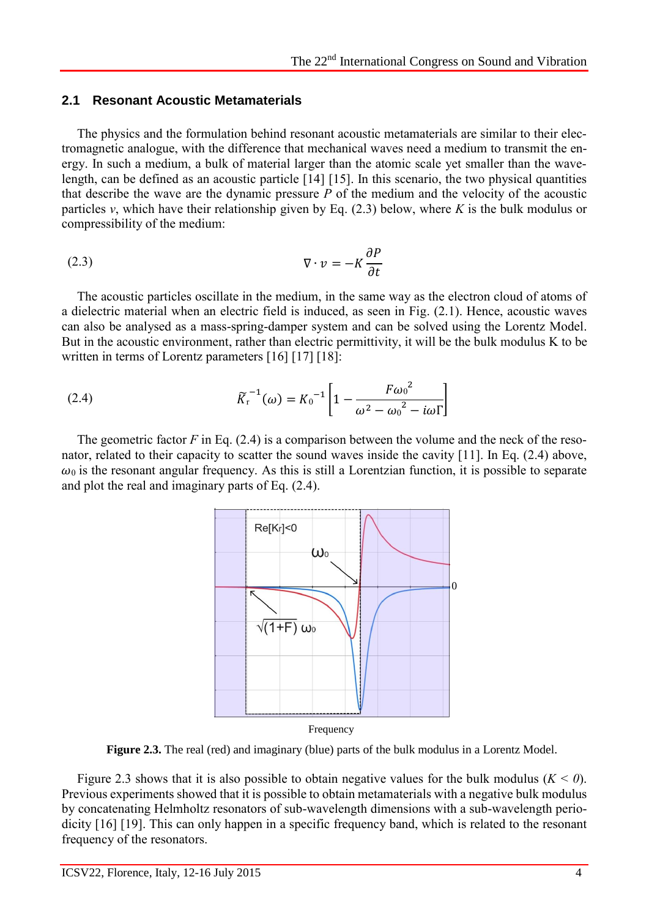### 2.1 Resonant Acoustic Metamaterials

The physics and the formulation behind resonant acoustic metamaterials are similar to their electromagnetic analogue, with the difference that mechanical waves need a medium to transmit the energy. In such a medium, a bulk of material larger than the atomic scale yet smaller than the wavelength, can be defined as an acoustic particle [14] [15]. In this scenario, the two physical quantities that describe the wave are the dynamic pressure $P$ of the medium and the velocity of the acoustic particles $v$, which have their relationship given by Eq. (2.3) below, where $K$ is the bulk modulus or compressibility of the medium:

$$\nabla \cdot v = -K \frac{\partial P}{\partial t} \tag{2.3}$$

The acoustic particles oscillate in the medium, in the same way as the electron cloud of atoms of a dielectric material when an electric field is induced, as seen in Fig. (2.1). Hence, acoustic waves can also be analysed as a mass-spring-damper system and can be solved using the Lorentz Model. But in the acoustic environment, rather than electric permittivity, it will be the bulk modulus K to be written in terms of Lorentz parameters [16] [17] [18]:

$$\widetilde{K}_r^{-1}(\omega) = K_0^{-1}\left[1 - \frac{F\omega_0^{2}}{\omega^2 - \omega_0^{2} - i\omega\Gamma}\right] \tag{2.4}$$

The geometric factor $F$ in Eq. (2.4) is a comparison between the volume and the neck of the resonator, related to their capacity to scatter the sound waves inside the cavity [11]. In Eq. (2.4) above, $\omega_0$ is the resonant angular frequency. As this is still a Lorentzian function, it is possible to separate and plot the real and imaginary parts of Eq. (2.4).

**Figure 2.3.** The real (red) and imaginary (blue) parts of the bulk modulus in a Lorentz Model.

Figure 2.3 shows that it is also possible to obtain negative values for the bulk modulus ($K < 0$). Previous experiments showed that it is possible to obtain metamaterials with a negative bulk modulus by concatenating Helmholtz resonators of sub-wavelength dimensions with a sub-wavelength periodicity [16] [19]. This can only happen in a specific frequency band, which is related to the resonant frequency of the resonators.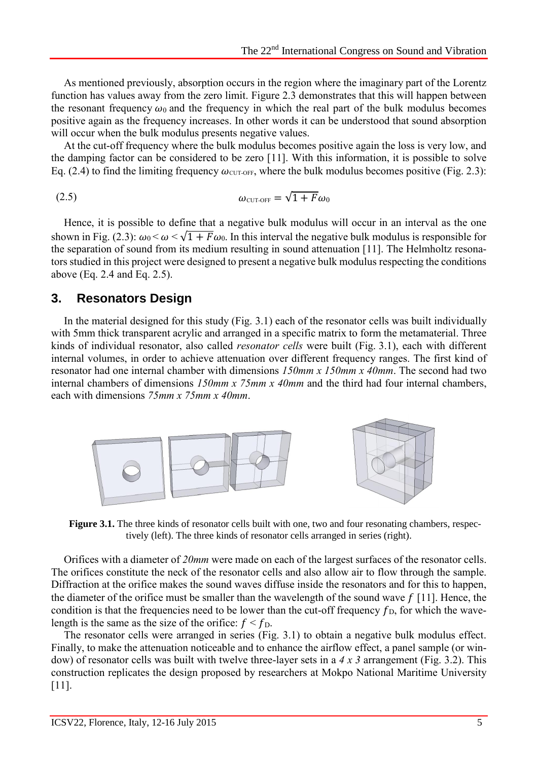As mentioned previously, absorption occurs in the region where the imaginary part of the Lorentz function has values away from the zero limit. Figure 2.3 demonstrates that this will happen between the resonant frequency $\omega_0$ and the frequency in which the real part of the bulk modulus becomes positive again as the frequency increases. In other words it can be understood that sound absorption will occur when the bulk modulus presents negative values.

At the cut-off frequency where the bulk modulus becomes positive again the loss is very low, and the damping factor can be considered to be zero [11]. With this information, it is possible to solve Eq. (2.4) to find the limiting frequency $\omega_{\text{CUT-OFF}}$, where the bulk modulus becomes positive (Fig. 2.3):

$$\omega_{\text{CUT-OFF}} = \sqrt{1+F}\omega_0 \tag{2.5}$$

Hence, it is possible to define that a negative bulk modulus will occur in an interval as the one shown in Fig. (2.3): $\omega_0 < \omega < \sqrt{1+F}\omega_0$. In this interval the negative bulk modulus is responsible for the separation of sound from its medium resulting in sound attenuation [11]. The Helmholtz resonators studied in this project were designed to present a negative bulk modulus respecting the conditions above (Eq. 2.4 and Eq. 2.5).

## 3. Resonators Design

In the material designed for this study (Fig. 3.1) each of the resonator cells was built individually with 5mm thick transparent acrylic and arranged in a specific matrix to form the metamaterial. Three kinds of individual resonator, also called *resonator cells* were built (Fig. 3.1), each with different internal volumes, in order to achieve attenuation over different frequency ranges. The first kind of resonator had one internal chamber with dimensions *150mm x 150mm x 40mm*. The second had two internal chambers of dimensions *150mm x 75mm x 40mm* and the third had four internal chambers, each with dimensions *75mm x 75mm x 40mm*.

**Figure 3.1.** The three kinds of resonator cells built with one, two and four resonating chambers, respectively (left). The three kinds of resonator cells arranged in series (right).

Orifices with a diameter of *20mm* were made on each of the largest surfaces of the resonator cells. The orifices constitute the neck of the resonator cells and also allow air to flow through the sample. Diffraction at the orifice makes the sound waves diffuse inside the resonators and for this to happen, the diameter of the orifice must be smaller than the wavelength of the sound wave $f$ [11]. Hence, the condition is that the frequencies need to be lower than the cut-off frequency $f_D$, for which the wavelength is the same as the size of the orifice: $f < f_D$.

The resonator cells were arranged in series (Fig. 3.1) to obtain a negative bulk modulus effect. Finally, to make the attenuation noticeable and to enhance the airflow effect, a panel sample (or window) of resonator cells was built with twelve three-layer sets in a *4 x 3* arrangement (Fig. 3.2). This construction replicates the design proposed by researchers at Mokpo National Maritime University [11].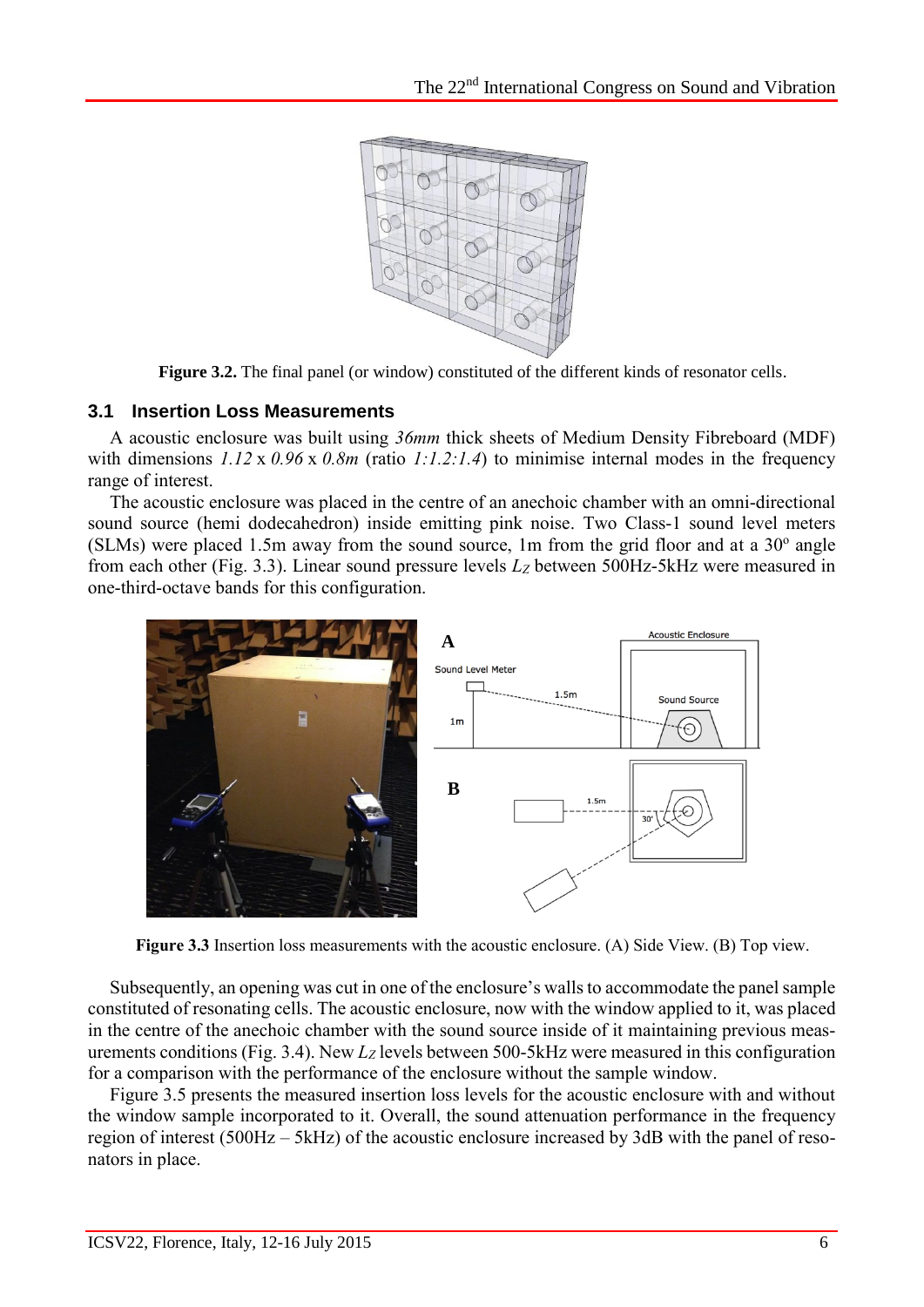**Figure 3.2.** The final panel (or window) constituted of the different kinds of resonator cells.

## 3.1 Insertion Loss Measurements

A acoustic enclosure was built using *36mm* thick sheets of Medium Density Fibreboard (MDF) with dimensions *1.12* x *0.96* x *0.8m* (ratio *1:1.2:1.4*) to minimise internal modes in the frequency range of interest.

The acoustic enclosure was placed in the centre of an anechoic chamber with an omni-directional sound source (hemi dodecahedron) inside emitting pink noise. Two Class-1 sound level meters (SLMs) were placed 1.5m away from the sound source, 1m from the grid floor and at a 30° angle from each other (Fig. 3.3). Linear sound pressure levels $L_Z$ between 500Hz-5kHz were measured in one-third-octave bands for this configuration.

**Figure 3.3** Insertion loss measurements with the acoustic enclosure. (A) Side View. (B) Top view.

Subsequently, an opening was cut in one of the enclosure's walls to accommodate the panel sample constituted of resonating cells. The acoustic enclosure, now with the window applied to it, was placed in the centre of the anechoic chamber with the sound source inside of it maintaining previous measurements conditions (Fig. 3.4). New $L_Z$ levels between 500-5kHz were measured in this configuration for a comparison with the performance of the enclosure without the sample window.

Figure 3.5 presents the measured insertion loss levels for the acoustic enclosure with and without the window sample incorporated to it. Overall, the sound attenuation performance in the frequency region of interest (500Hz – 5kHz) of the acoustic enclosure increased by 3dB with the panel of resonators in place.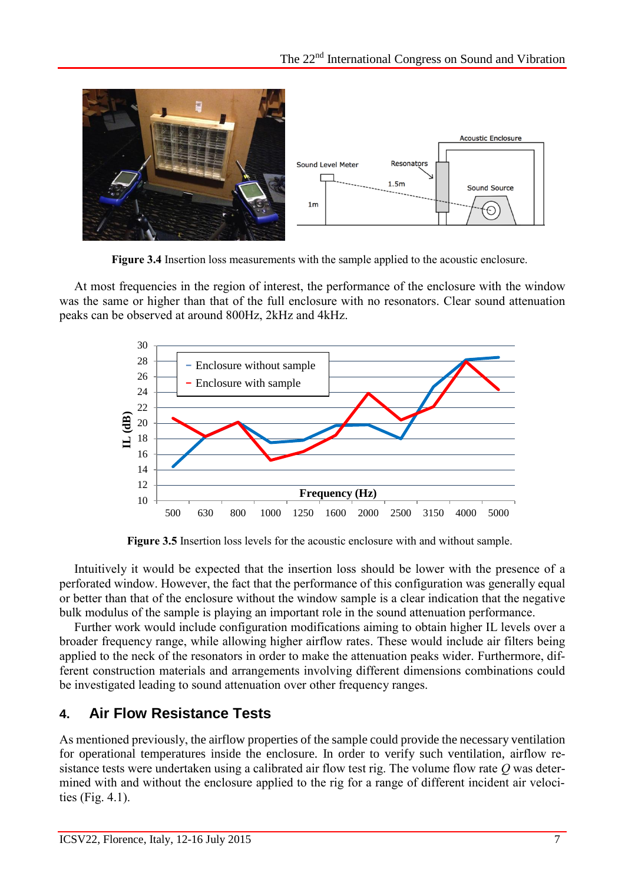**Figure 3.4** Insertion loss measurements with the sample applied to the acoustic enclosure.

At most frequencies in the region of interest, the performance of the enclosure with the window was the same or higher than that of the full enclosure with no resonators. Clear sound attenuation peaks can be observed at around 800Hz, 2kHz and 4kHz.

**Figure 3.5** Insertion loss levels for the acoustic enclosure with and without sample.

Intuitively it would be expected that the insertion loss should be lower with the presence of a perforated window. However, the fact that the performance of this configuration was generally equal or better than that of the enclosure without the window sample is a clear indication that the negative bulk modulus of the sample is playing an important role in the sound attenuation performance.

Further work would include configuration modifications aiming to obtain higher IL levels over a broader frequency range, while allowing higher airflow rates. These would include air filters being applied to the neck of the resonators in order to make the attenuation peaks wider. Furthermore, different construction materials and arrangements involving different dimensions combinations could be investigated leading to sound attenuation over other frequency ranges.

## 4. Air Flow Resistance Tests

As mentioned previously, the airflow properties of the sample could provide the necessary ventilation for operational temperatures inside the enclosure. In order to verify such ventilation, airflow resistance tests were undertaken using a calibrated air flow test rig. The volume flow rate $Q$ was determined with and without the enclosure applied to the rig for a range of different incident air velocities (Fig. 4.1).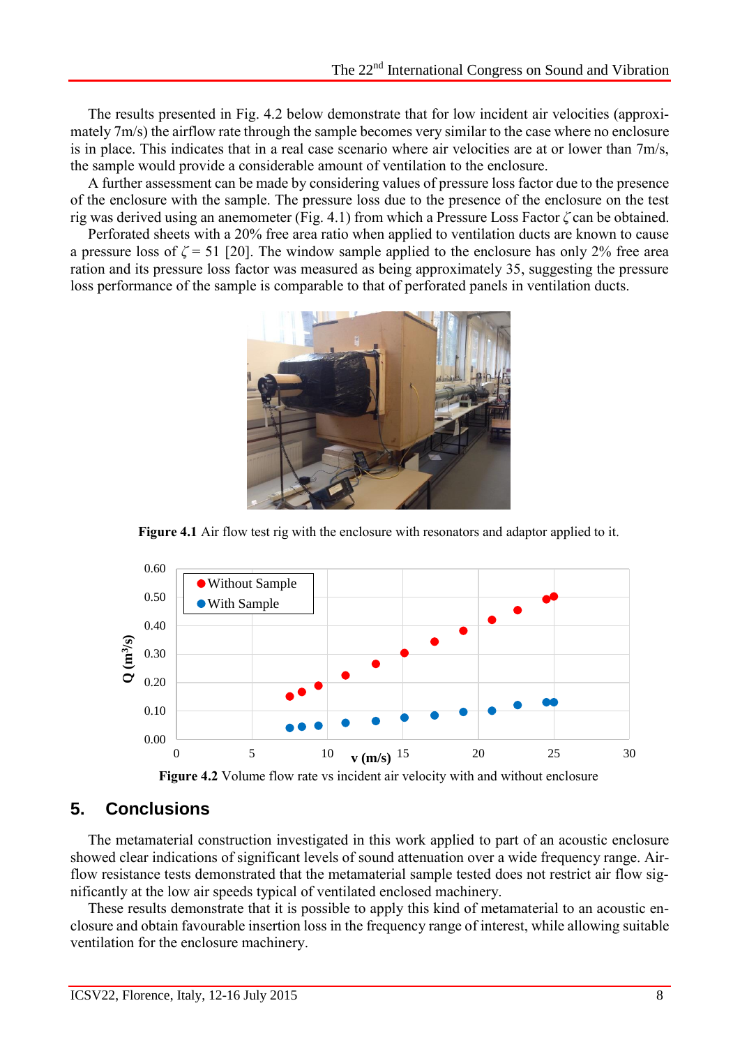The results presented in Fig. 4.2 below demonstrate that for low incident air velocities (approximately 7m/s) the airflow rate through the sample becomes very similar to the case where no enclosure is in place. This indicates that in a real case scenario where air velocities are at or lower than 7m/s, the sample would provide a considerable amount of ventilation to the enclosure.

A further assessment can be made by considering values of pressure loss factor due to the presence of the enclosure with the sample. The pressure loss due to the presence of the enclosure on the test rig was derived using an anemometer (Fig. 4.1) from which a Pressure Loss Factor $\zeta$ can be obtained.

Perforated sheets with a 20% free area ratio when applied to ventilation ducts are known to cause a pressure loss of $\zeta = 51$ [20]. The window sample applied to the enclosure has only 2% free area ration and its pressure loss factor was measured as being approximately 35, suggesting the pressure loss performance of the sample is comparable to that of perforated panels in ventilation ducts.

**Figure 4.1** Air flow test rig with the enclosure with resonators and adaptor applied to it.

**Figure 4.2** Volume flow rate vs incident air velocity with and without enclosure

## 5. Conclusions

The metamaterial construction investigated in this work applied to part of an acoustic enclosure showed clear indications of significant levels of sound attenuation over a wide frequency range. Airflow resistance tests demonstrated that the metamaterial sample tested does not restrict air flow significantly at the low air speeds typical of ventilated enclosed machinery.

These results demonstrate that it is possible to apply this kind of metamaterial to an acoustic enclosure and obtain favourable insertion loss in the frequency range of interest, while allowing suitable ventilation for the enclosure machinery.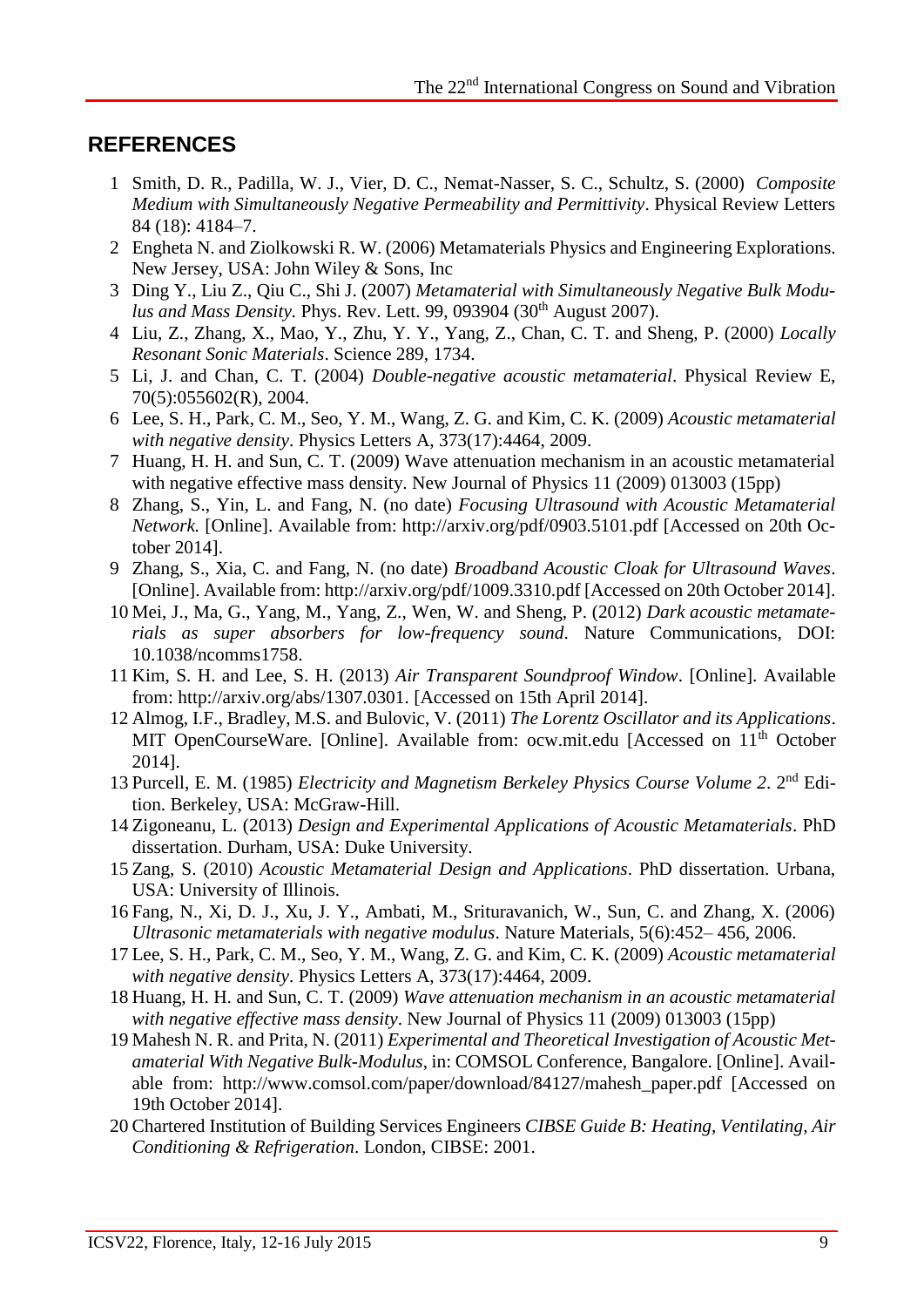## REFERENCES

1. Smith, D. R., Padilla, W. J., Vier, D. C., Nemat-Nasser, S. C., Schultz, S. (2000) *Composite Medium with Simultaneously Negative Permeability and Permittivity*. Physical Review Letters 84 (18): 4184–7.
2. Engheta N. and Ziolkowski R. W. (2006) Metamaterials Physics and Engineering Explorations. New Jersey, USA: John Wiley & Sons, Inc
3. Ding Y., Liu Z., Qiu C., Shi J. (2007) *Metamaterial with Simultaneously Negative Bulk Modulus and Mass Density*. Phys. Rev. Lett. 99, 093904 (30th August 2007).
4. Liu, Z., Zhang, X., Mao, Y., Zhu, Y. Y., Yang, Z., Chan, C. T. and Sheng, P. (2000) *Locally Resonant Sonic Materials*. Science 289, 1734.
5. Li, J. and Chan, C. T. (2004) *Double-negative acoustic metamaterial*. Physical Review E, 70(5):055602(R), 2004.
6. Lee, S. H., Park, C. M., Seo, Y. M., Wang, Z. G. and Kim, C. K. (2009) *Acoustic metamaterial with negative density*. Physics Letters A, 373(17):4464, 2009.
7. Huang, H. H. and Sun, C. T. (2009) Wave attenuation mechanism in an acoustic metamaterial with negative effective mass density. New Journal of Physics 11 (2009) 013003 (15pp)
8. Zhang, S., Yin, L. and Fang, N. (no date) *Focusing Ultrasound with Acoustic Metamaterial Network.* [Online]. Available from: http://arxiv.org/pdf/0903.5101.pdf [Accessed on 20th October 2014].
9. Zhang, S., Xia, C. and Fang, N. (no date) *Broadband Acoustic Cloak for Ultrasound Waves*. [Online]. Available from: http://arxiv.org/pdf/1009.3310.pdf [Accessed on 20th October 2014].
10. Mei, J., Ma, G., Yang, M., Yang, Z., Wen, W. and Sheng, P. (2012) *Dark acoustic metamaterials as super absorbers for low-frequency sound*. Nature Communications, DOI: 10.1038/ncomms1758.
11. Kim, S. H. and Lee, S. H. (2013) *Air Transparent Soundproof Window*. [Online]. Available from: http://arxiv.org/abs/1307.0301. [Accessed on 15th April 2014].
12. Almog, I.F., Bradley, M.S. and Bulovic, V. (2011) *The Lorentz Oscillator and its Applications*. MIT OpenCourseWare. [Online]. Available from: ocw.mit.edu [Accessed on 11th October 2014].
13. Purcell, E. M. (1985) *Electricity and Magnetism Berkeley Physics Course Volume 2*. 2nd Edition. Berkeley, USA: McGraw-Hill.
14. Zigoneanu, L. (2013) *Design and Experimental Applications of Acoustic Metamaterials*. PhD dissertation. Durham, USA: Duke University.
15. Zang, S. (2010) *Acoustic Metamaterial Design and Applications*. PhD dissertation. Urbana, USA: University of Illinois.
16. Fang, N., Xi, D. J., Xu, J. Y., Ambati, M., Srituravanich, W., Sun, C. and Zhang, X. (2006) *Ultrasonic metamaterials with negative modulus*. Nature Materials, 5(6):452– 456, 2006.
17. Lee, S. H., Park, C. M., Seo, Y. M., Wang, Z. G. and Kim, C. K. (2009) *Acoustic metamaterial with negative density*. Physics Letters A, 373(17):4464, 2009.
18. Huang, H. H. and Sun, C. T. (2009) *Wave attenuation mechanism in an acoustic metamaterial with negative effective mass density*. New Journal of Physics 11 (2009) 013003 (15pp)
19. Mahesh N. R. and Prita, N. (2011) *Experimental and Theoretical Investigation of Acoustic Metamaterial With Negative Bulk-Modulus*, in: COMSOL Conference, Bangalore. [Online]. Available from: http://www.comsol.com/paper/download/84127/mahesh_paper.pdf [Accessed on 19th October 2014].
20. Chartered Institution of Building Services Engineers *CIBSE Guide B: Heating, Ventilating, Air Conditioning & Refrigeration*. London, CIBSE: 2001.